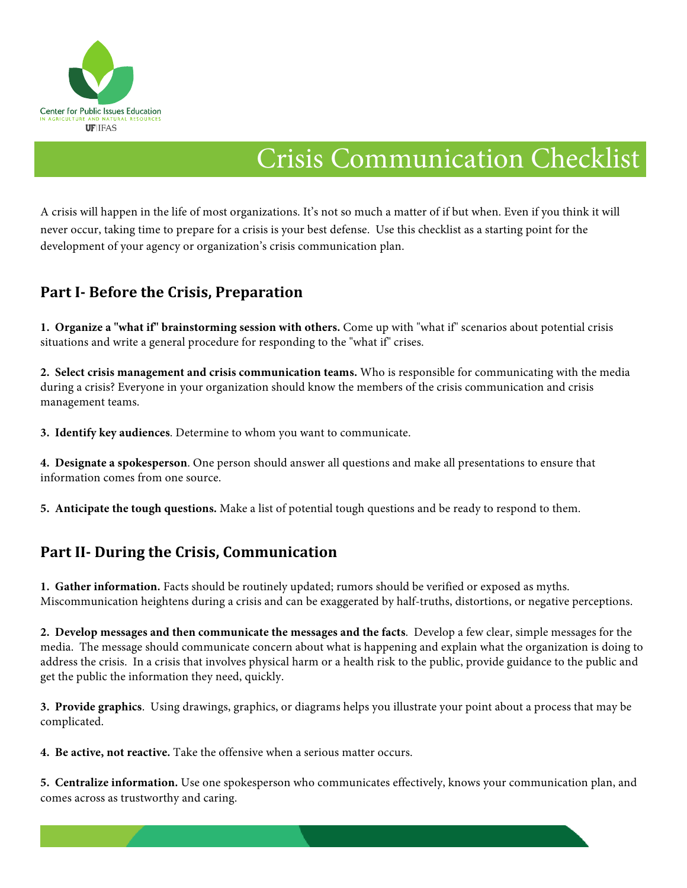Center for Public Issues Education
IN AGRICULTURE AND NATURAL RESOURCES
UF|IFAS

# Crisis Communication Checklist

A crisis will happen in the life of most organizations. It's not so much a matter of if but when. Even if you think it will never occur, taking time to prepare for a crisis is your best defense. Use this checklist as a starting point for the development of your agency or organization's crisis communication plan.

## Part I- Before the Crisis, Preparation

**1. Organize a "what if" brainstorming session with others.** Come up with "what if" scenarios about potential crisis situations and write a general procedure for responding to the "what if" crises.

**2. Select crisis management and crisis communication teams.** Who is responsible for communicating with the media during a crisis? Everyone in your organization should know the members of the crisis communication and crisis management teams.

**3. Identify key audiences**. Determine to whom you want to communicate.

**4. Designate a spokesperson**. One person should answer all questions and make all presentations to ensure that information comes from one source.

**5. Anticipate the tough questions.** Make a list of potential tough questions and be ready to respond to them.

## Part II- During the Crisis, Communication

**1. Gather information.** Facts should be routinely updated; rumors should be verified or exposed as myths. Miscommunication heightens during a crisis and can be exaggerated by half-truths, distortions, or negative perceptions.

**2. Develop messages and then communicate the messages and the facts**. Develop a few clear, simple messages for the media. The message should communicate concern about what is happening and explain what the organization is doing to address the crisis. In a crisis that involves physical harm or a health risk to the public, provide guidance to the public and get the public the information they need, quickly.

**3. Provide graphics**. Using drawings, graphics, or diagrams helps you illustrate your point about a process that may be complicated.

**4. Be active, not reactive.** Take the offensive when a serious matter occurs.

**5. Centralize information.** Use one spokesperson who communicates effectively, knows your communication plan, and comes across as trustworthy and caring.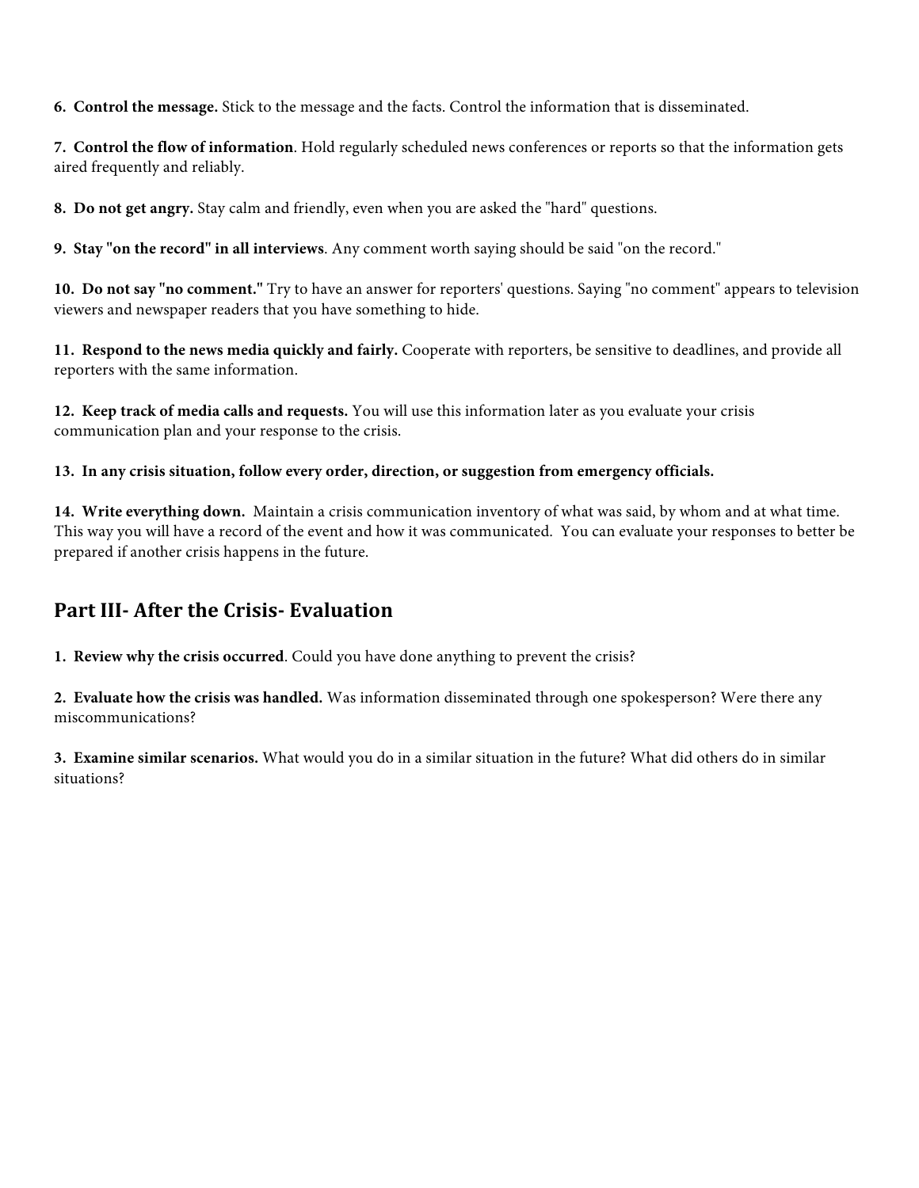**6. Control the message.** Stick to the message and the facts. Control the information that is disseminated.

**7. Control the flow of information**. Hold regularly scheduled news conferences or reports so that the information gets aired frequently and reliably.

**8. Do not get angry.** Stay calm and friendly, even when you are asked the "hard" questions.

**9. Stay "on the record" in all interviews**. Any comment worth saying should be said "on the record."

**10. Do not say "no comment."** Try to have an answer for reporters' questions. Saying "no comment" appears to television viewers and newspaper readers that you have something to hide.

**11. Respond to the news media quickly and fairly.** Cooperate with reporters, be sensitive to deadlines, and provide all reporters with the same information.

**12. Keep track of media calls and requests.** You will use this information later as you evaluate your crisis communication plan and your response to the crisis.

**13. In any crisis situation, follow every order, direction, or suggestion from emergency officials.**

**14. Write everything down.** Maintain a crisis communication inventory of what was said, by whom and at what time. This way you will have a record of the event and how it was communicated. You can evaluate your responses to better be prepared if another crisis happens in the future.

## Part III- After the Crisis- Evaluation

**1. Review why the crisis occurred**. Could you have done anything to prevent the crisis?

**2. Evaluate how the crisis was handled.** Was information disseminated through one spokesperson? Were there any miscommunications?

**3. Examine similar scenarios.** What would you do in a similar situation in the future? What did others do in similar situations?